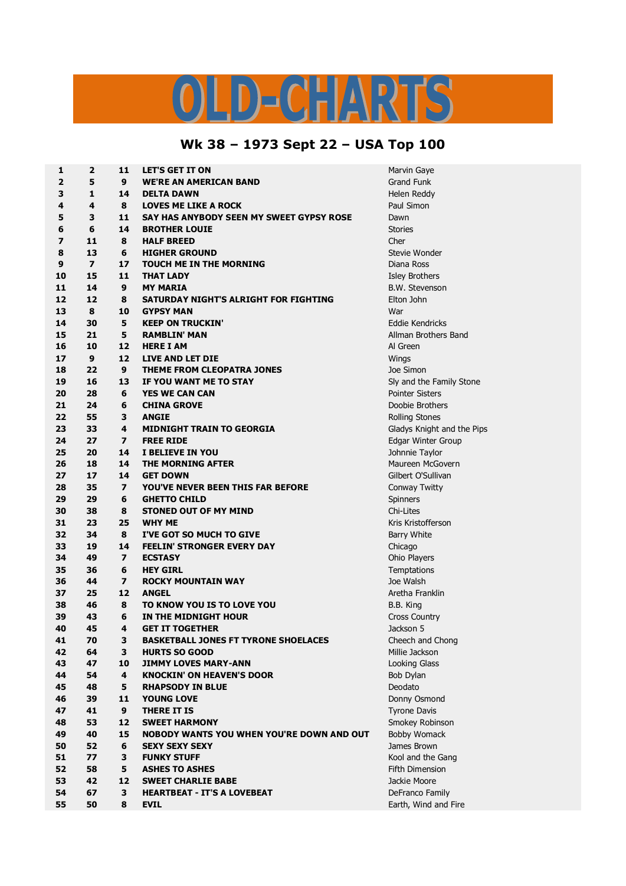# OLD-CHARTS

## Wk 38 – 1973 Sept 22 – USA Top 100

| | | | | |
|---|---|---|---|---|
| **1** | **2** | **11** | **LET'S GET IT ON** | Marvin Gaye |
| **2** | **5** | **9** | **WE'RE AN AMERICAN BAND** | Grand Funk |
| **3** | **1** | **14** | **DELTA DAWN** | Helen Reddy |
| **4** | **4** | **8** | **LOVES ME LIKE A ROCK** | Paul Simon |
| **5** | **3** | **11** | **SAY HAS ANYBODY SEEN MY SWEET GYPSY ROSE** | Dawn |
| **6** | **6** | **14** | **BROTHER LOUIE** | Stories |
| **7** | **11** | **8** | **HALF BREED** | Cher |
| **8** | **13** | **6** | **HIGHER GROUND** | Stevie Wonder |
| **9** | **7** | **17** | **TOUCH ME IN THE MORNING** | Diana Ross |
| **10** | **15** | **11** | **THAT LADY** | Isley Brothers |
| **11** | **14** | **9** | **MY MARIA** | B.W. Stevenson |
| **12** | **12** | **8** | **SATURDAY NIGHT'S ALRIGHT FOR FIGHTING** | Elton John |
| **13** | **8** | **10** | **GYPSY MAN** | War |
| **14** | **30** | **5** | **KEEP ON TRUCKIN'** | Eddie Kendricks |
| **15** | **21** | **5** | **RAMBLIN' MAN** | Allman Brothers Band |
| **16** | **10** | **12** | **HERE I AM** | Al Green |
| **17** | **9** | **12** | **LIVE AND LET DIE** | Wings |
| **18** | **22** | **9** | **THEME FROM CLEOPATRA JONES** | Joe Simon |
| **19** | **16** | **13** | **IF YOU WANT ME TO STAY** | Sly and the Family Stone |
| **20** | **28** | **6** | **YES WE CAN CAN** | Pointer Sisters |
| **21** | **24** | **6** | **CHINA GROVE** | Doobie Brothers |
| **22** | **55** | **3** | **ANGIE** | Rolling Stones |
| **23** | **33** | **4** | **MIDNIGHT TRAIN TO GEORGIA** | Gladys Knight and the Pips |
| **24** | **27** | **7** | **FREE RIDE** | Edgar Winter Group |
| **25** | **20** | **14** | **I BELIEVE IN YOU** | Johnnie Taylor |
| **26** | **18** | **14** | **THE MORNING AFTER** | Maureen McGovern |
| **27** | **17** | **14** | **GET DOWN** | Gilbert O'Sullivan |
| **28** | **35** | **7** | **YOU'VE NEVER BEEN THIS FAR BEFORE** | Conway Twitty |
| **29** | **29** | **6** | **GHETTO CHILD** | Spinners |
| **30** | **38** | **8** | **STONED OUT OF MY MIND** | Chi-Lites |
| **31** | **23** | **25** | **WHY ME** | Kris Kristofferson |
| **32** | **34** | **8** | **I'VE GOT SO MUCH TO GIVE** | Barry White |
| **33** | **19** | **14** | **FEELIN' STRONGER EVERY DAY** | Chicago |
| **34** | **49** | **7** | **ECSTASY** | Ohio Players |
| **35** | **36** | **6** | **HEY GIRL** | Temptations |
| **36** | **44** | **7** | **ROCKY MOUNTAIN WAY** | Joe Walsh |
| **37** | **25** | **12** | **ANGEL** | Aretha Franklin |
| **38** | **46** | **8** | **TO KNOW YOU IS TO LOVE YOU** | B.B. King |
| **39** | **43** | **6** | **IN THE MIDNIGHT HOUR** | Cross Country |
| **40** | **45** | **4** | **GET IT TOGETHER** | Jackson 5 |
| **41** | **70** | **3** | **BASKETBALL JONES FT TYRONE SHOELACES** | Cheech and Chong |
| **42** | **64** | **3** | **HURTS SO GOOD** | Millie Jackson |
| **43** | **47** | **10** | **JIMMY LOVES MARY-ANN** | Looking Glass |
| **44** | **54** | **4** | **KNOCKIN' ON HEAVEN'S DOOR** | Bob Dylan |
| **45** | **48** | **5** | **RHAPSODY IN BLUE** | Deodato |
| **46** | **39** | **11** | **YOUNG LOVE** | Donny Osmond |
| **47** | **41** | **9** | **THERE IT IS** | Tyrone Davis |
| **48** | **53** | **12** | **SWEET HARMONY** | Smokey Robinson |
| **49** | **40** | **15** | **NOBODY WANTS YOU WHEN YOU'RE DOWN AND OUT** | Bobby Womack |
| **50** | **52** | **6** | **SEXY SEXY SEXY** | James Brown |
| **51** | **77** | **3** | **FUNKY STUFF** | Kool and the Gang |
| **52** | **58** | **5** | **ASHES TO ASHES** | Fifth Dimension |
| **53** | **42** | **12** | **SWEET CHARLIE BABE** | Jackie Moore |
| **54** | **67** | **3** | **HEARTBEAT - IT'S A LOVEBEAT** | DeFranco Family |
| **55** | **50** | **8** | **EVIL** | Earth, Wind and Fire |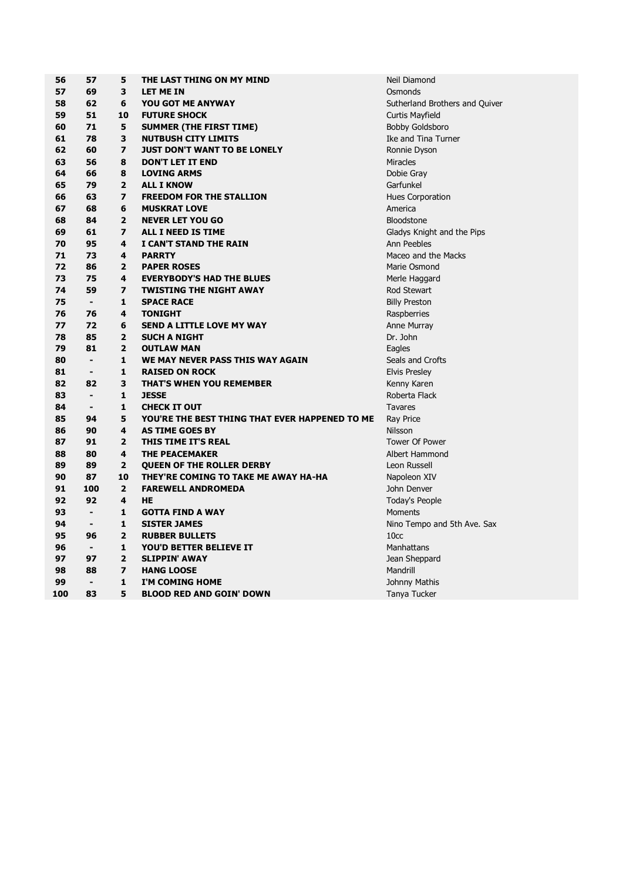| | | | | |
|---|---|---|---|---|
| **56** | **57** | **5** | **THE LAST THING ON MY MIND** | Neil Diamond |
| **57** | **69** | **3** | **LET ME IN** | Osmonds |
| **58** | **62** | **6** | **YOU GOT ME ANYWAY** | Sutherland Brothers and Quiver |
| **59** | **51** | **10** | **FUTURE SHOCK** | Curtis Mayfield |
| **60** | **71** | **5** | **SUMMER (THE FIRST TIME)** | Bobby Goldsboro |
| **61** | **78** | **3** | **NUTBUSH CITY LIMITS** | Ike and Tina Turner |
| **62** | **60** | **7** | **JUST DON'T WANT TO BE LONELY** | Ronnie Dyson |
| **63** | **56** | **8** | **DON'T LET IT END** | Miracles |
| **64** | **66** | **8** | **LOVING ARMS** | Dobie Gray |
| **65** | **79** | **2** | **ALL I KNOW** | Garfunkel |
| **66** | **63** | **7** | **FREEDOM FOR THE STALLION** | Hues Corporation |
| **67** | **68** | **6** | **MUSKRAT LOVE** | America |
| **68** | **84** | **2** | **NEVER LET YOU GO** | Bloodstone |
| **69** | **61** | **7** | **ALL I NEED IS TIME** | Gladys Knight and the Pips |
| **70** | **95** | **4** | **I CAN'T STAND THE RAIN** | Ann Peebles |
| **71** | **73** | **4** | **PARRTY** | Maceo and the Macks |
| **72** | **86** | **2** | **PAPER ROSES** | Marie Osmond |
| **73** | **75** | **4** | **EVERYBODY'S HAD THE BLUES** | Merle Haggard |
| **74** | **59** | **7** | **TWISTING THE NIGHT AWAY** | Rod Stewart |
| **75** | **-** | **1** | **SPACE RACE** | Billy Preston |
| **76** | **76** | **4** | **TONIGHT** | Raspberries |
| **77** | **72** | **6** | **SEND A LITTLE LOVE MY WAY** | Anne Murray |
| **78** | **85** | **2** | **SUCH A NIGHT** | Dr. John |
| **79** | **81** | **2** | **OUTLAW MAN** | Eagles |
| **80** | **-** | **1** | **WE MAY NEVER PASS THIS WAY AGAIN** | Seals and Crofts |
| **81** | **-** | **1** | **RAISED ON ROCK** | Elvis Presley |
| **82** | **82** | **3** | **THAT'S WHEN YOU REMEMBER** | Kenny Karen |
| **83** | **-** | **1** | **JESSE** | Roberta Flack |
| **84** | **-** | **1** | **CHECK IT OUT** | Tavares |
| **85** | **94** | **5** | **YOU'RE THE BEST THING THAT EVER HAPPENED TO ME** | Ray Price |
| **86** | **90** | **4** | **AS TIME GOES BY** | Nilsson |
| **87** | **91** | **2** | **THIS TIME IT'S REAL** | Tower Of Power |
| **88** | **80** | **4** | **THE PEACEMAKER** | Albert Hammond |
| **89** | **89** | **2** | **QUEEN OF THE ROLLER DERBY** | Leon Russell |
| **90** | **87** | **10** | **THEY'RE COMING TO TAKE ME AWAY HA-HA** | Napoleon XIV |
| **91** | **100** | **2** | **FAREWELL ANDROMEDA** | John Denver |
| **92** | **92** | **4** | **HE** | Today's People |
| **93** | **-** | **1** | **GOTTA FIND A WAY** | Moments |
| **94** | **-** | **1** | **SISTER JAMES** | Nino Tempo and 5th Ave. Sax |
| **95** | **96** | **2** | **RUBBER BULLETS** | 10cc |
| **96** | **-** | **1** | **YOU'D BETTER BELIEVE IT** | Manhattans |
| **97** | **97** | **2** | **SLIPPIN' AWAY** | Jean Sheppard |
| **98** | **88** | **7** | **HANG LOOSE** | Mandrill |
| **99** | **-** | **1** | **I'M COMING HOME** | Johnny Mathis |
| **100** | **83** | **5** | **BLOOD RED AND GOIN' DOWN** | Tanya Tucker |